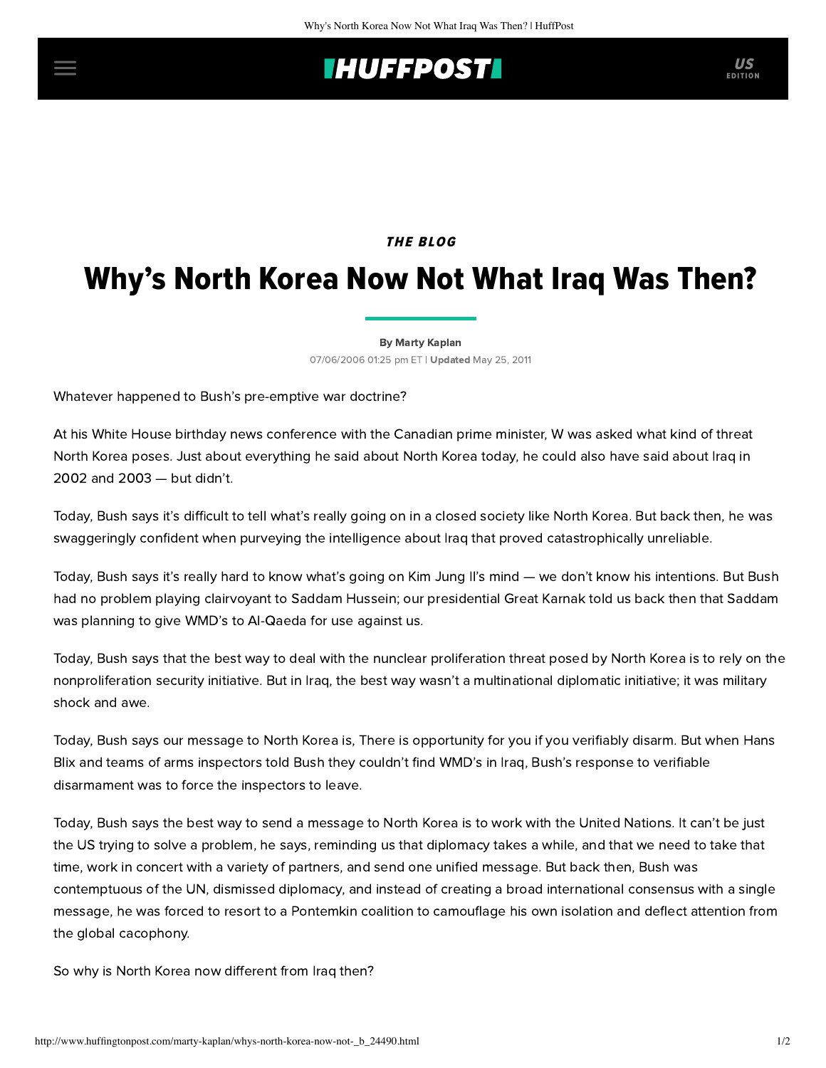THE BLOG

# Why's North Korea Now Not What Iraq Was Then?

By Marty Kaplan

07/06/2006 01:25 pm ET | **Updated** May 25, 2011

Whatever happened to Bush's pre-emptive war doctrine?

At his White House birthday news conference with the Canadian prime minister, W was asked what kind of threat North Korea poses. Just about everything he said about North Korea today, he could also have said about Iraq in 2002 and 2003 — but didn't.

Today, Bush says it's difficult to tell what's really going on in a closed society like North Korea. But back then, he was swaggeringly confident when purveying the intelligence about Iraq that proved catastrophically unreliable.

Today, Bush says it's really hard to know what's going on Kim Jung Il's mind — we don't know his intentions. But Bush had no problem playing clairvoyant to Saddam Hussein; our presidential Great Karnak told us back then that Saddam was planning to give WMD's to Al-Qaeda for use against us.

Today, Bush says that the best way to deal with the nunclear proliferation threat posed by North Korea is to rely on the nonproliferation security initiative. But in Iraq, the best way wasn't a multinational diplomatic initiative; it was military shock and awe.

Today, Bush says our message to North Korea is, There is opportunity for you if you verifiably disarm. But when Hans Blix and teams of arms inspectors told Bush they couldn't find WMD's in Iraq, Bush's response to verifiable disarmament was to force the inspectors to leave.

Today, Bush says the best way to send a message to North Korea is to work with the United Nations. It can't be just the US trying to solve a problem, he says, reminding us that diplomacy takes a while, and that we need to take that time, work in concert with a variety of partners, and send one unified message. But back then, Bush was contemptuous of the UN, dismissed diplomacy, and instead of creating a broad international consensus with a single message, he was forced to resort to a Pontemkin coalition to camouflage his own isolation and deflect attention from the global cacophony.

So why is North Korea now different from Iraq then?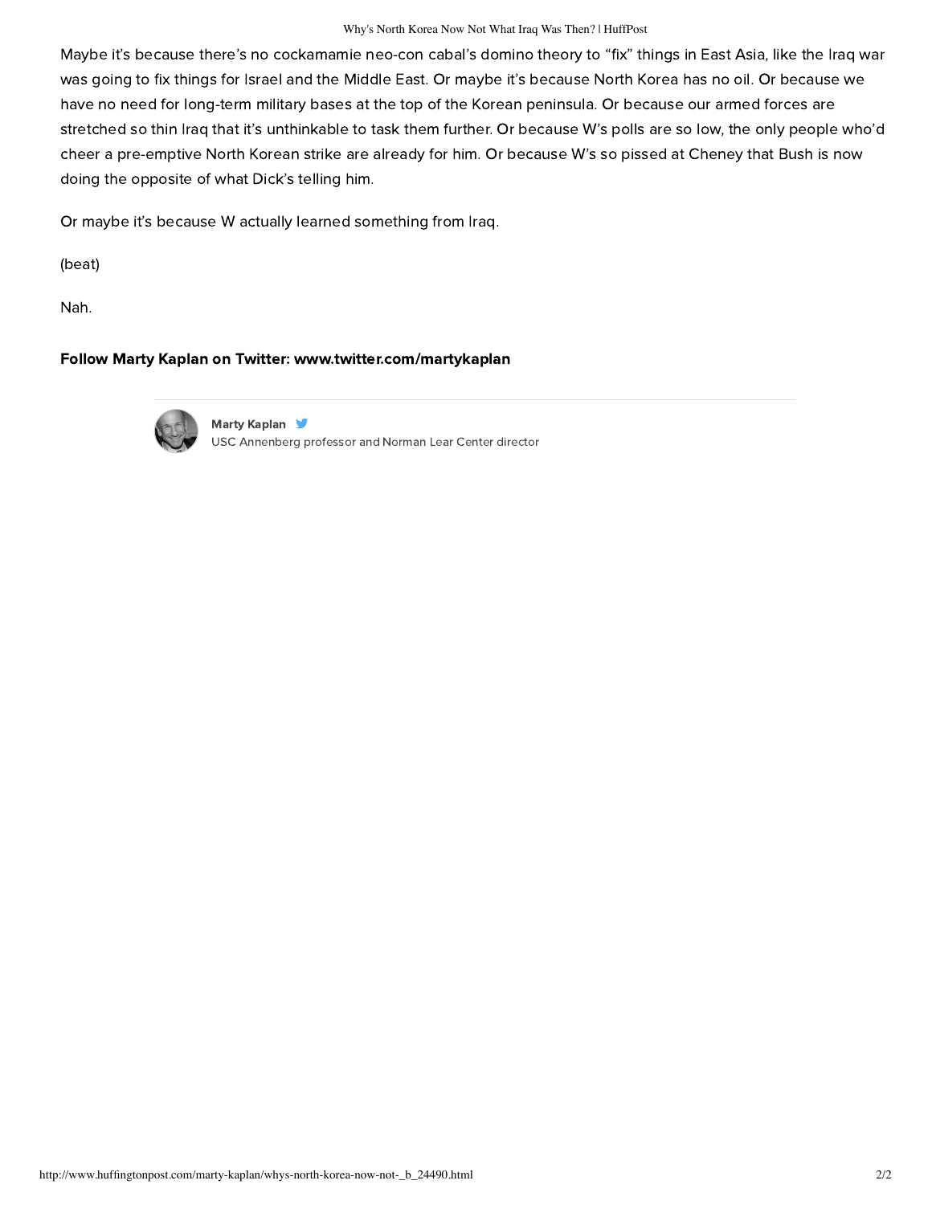Maybe it's because there's no cockamamie neo-con cabal's domino theory to "fix" things in East Asia, like the Iraq war was going to fix things for Israel and the Middle East. Or maybe it's because North Korea has no oil. Or because we have no need for long-term military bases at the top of the Korean peninsula. Or because our armed forces are stretched so thin Iraq that it's unthinkable to task them further. Or because W's polls are so low, the only people who'd cheer a pre-emptive North Korean strike are already for him. Or because W's so pissed at Cheney that Bush is now doing the opposite of what Dick's telling him.

Or maybe it's because W actually learned something from Iraq.

(beat)

Nah.

**Follow Marty Kaplan on Twitter: www.twitter.com/martykaplan**

---

**Marty Kaplan**
USC Annenberg professor and Norman Lear Center director